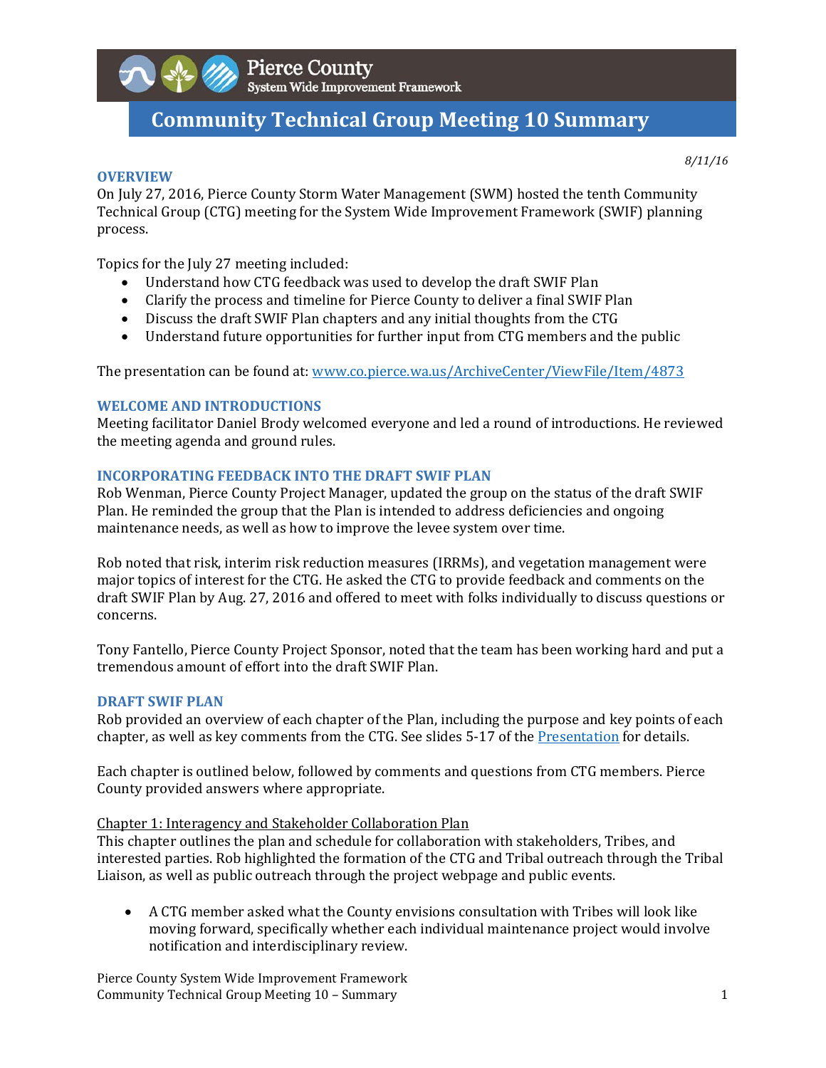Pierce County
System Wide Improvement Framework

# Community Technical Group Meeting 10 Summary

*8/11/16*

## OVERVIEW

On July 27, 2016, Pierce County Storm Water Management (SWM) hosted the tenth Community Technical Group (CTG) meeting for the System Wide Improvement Framework (SWIF) planning process.

Topics for the July 27 meeting included:

- Understand how CTG feedback was used to develop the draft SWIF Plan
- Clarify the process and timeline for Pierce County to deliver a final SWIF Plan
- Discuss the draft SWIF Plan chapters and any initial thoughts from the CTG
- Understand future opportunities for further input from CTG members and the public

The presentation can be found at: [www.co.pierce.wa.us/ArchiveCenter/ViewFile/Item/4873](www.co.pierce.wa.us/ArchiveCenter/ViewFile/Item/4873)

## WELCOME AND INTRODUCTIONS

Meeting facilitator Daniel Brody welcomed everyone and led a round of introductions. He reviewed the meeting agenda and ground rules.

## INCORPORATING FEEDBACK INTO THE DRAFT SWIF PLAN

Rob Wenman, Pierce County Project Manager, updated the group on the status of the draft SWIF Plan. He reminded the group that the Plan is intended to address deficiencies and ongoing maintenance needs, as well as how to improve the levee system over time.

Rob noted that risk, interim risk reduction measures (IRRMs), and vegetation management were major topics of interest for the CTG. He asked the CTG to provide feedback and comments on the draft SWIF Plan by Aug. 27, 2016 and offered to meet with folks individually to discuss questions or concerns.

Tony Fantello, Pierce County Project Sponsor, noted that the team has been working hard and put a tremendous amount of effort into the draft SWIF Plan.

## DRAFT SWIF PLAN

Rob provided an overview of each chapter of the Plan, including the purpose and key points of each chapter, as well as key comments from the CTG. See slides 5-17 of the Presentation for details.

Each chapter is outlined below, followed by comments and questions from CTG members. Pierce County provided answers where appropriate.

Chapter 1: Interagency and Stakeholder Collaboration Plan

This chapter outlines the plan and schedule for collaboration with stakeholders, Tribes, and interested parties. Rob highlighted the formation of the CTG and Tribal outreach through the Tribal Liaison, as well as public outreach through the project webpage and public events.

- A CTG member asked what the County envisions consultation with Tribes will look like moving forward, specifically whether each individual maintenance project would involve notification and interdisciplinary review.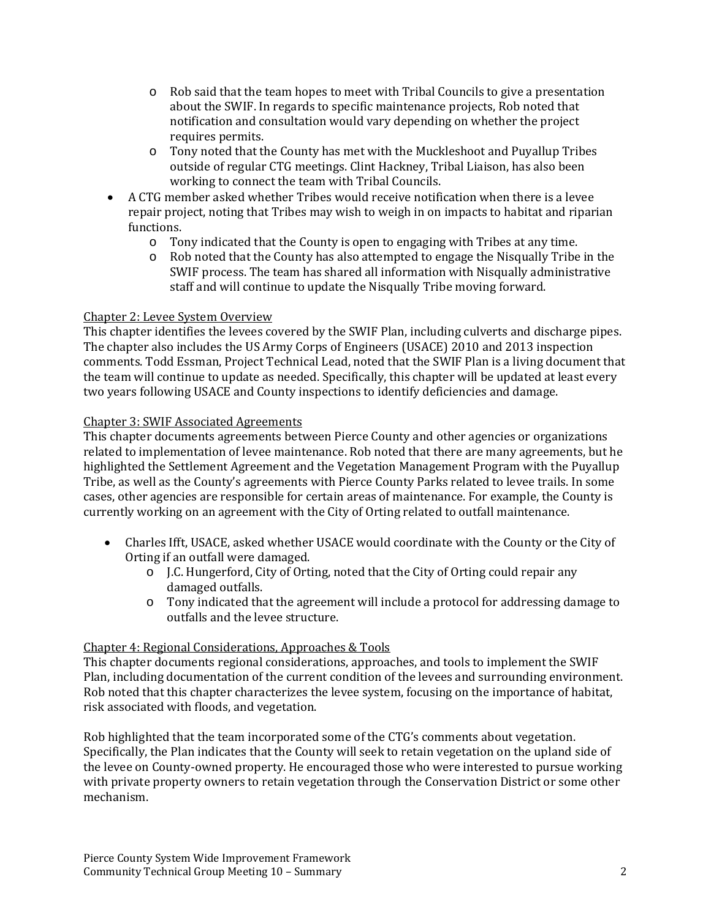- Rob said that the team hopes to meet with Tribal Councils to give a presentation about the SWIF. In regards to specific maintenance projects, Rob noted that notification and consultation would vary depending on whether the project requires permits.
  - Tony noted that the County has met with the Muckleshoot and Puyallup Tribes outside of regular CTG meetings. Clint Hackney, Tribal Liaison, has also been working to connect the team with Tribal Councils.
- A CTG member asked whether Tribes would receive notification when there is a levee repair project, noting that Tribes may wish to weigh in on impacts to habitat and riparian functions.
  - Tony indicated that the County is open to engaging with Tribes at any time.
  - Rob noted that the County has also attempted to engage the Nisqually Tribe in the SWIF process. The team has shared all information with Nisqually administrative staff and will continue to update the Nisqually Tribe moving forward.

<u>Chapter 2: Levee System Overview</u>

This chapter identifies the levees covered by the SWIF Plan, including culverts and discharge pipes. The chapter also includes the US Army Corps of Engineers (USACE) 2010 and 2013 inspection comments. Todd Essman, Project Technical Lead, noted that the SWIF Plan is a living document that the team will continue to update as needed. Specifically, this chapter will be updated at least every two years following USACE and County inspections to identify deficiencies and damage.

<u>Chapter 3: SWIF Associated Agreements</u>

This chapter documents agreements between Pierce County and other agencies or organizations related to implementation of levee maintenance. Rob noted that there are many agreements, but he highlighted the Settlement Agreement and the Vegetation Management Program with the Puyallup Tribe, as well as the County's agreements with Pierce County Parks related to levee trails. In some cases, other agencies are responsible for certain areas of maintenance. For example, the County is currently working on an agreement with the City of Orting related to outfall maintenance.

- Charles Ifft, USACE, asked whether USACE would coordinate with the County or the City of Orting if an outfall were damaged.
  - J.C. Hungerford, City of Orting, noted that the City of Orting could repair any damaged outfalls.
  - Tony indicated that the agreement will include a protocol for addressing damage to outfalls and the levee structure.

<u>Chapter 4: Regional Considerations, Approaches & Tools</u>

This chapter documents regional considerations, approaches, and tools to implement the SWIF Plan, including documentation of the current condition of the levees and surrounding environment. Rob noted that this chapter characterizes the levee system, focusing on the importance of habitat, risk associated with floods, and vegetation.

Rob highlighted that the team incorporated some of the CTG's comments about vegetation. Specifically, the Plan indicates that the County will seek to retain vegetation on the upland side of the levee on County-owned property. He encouraged those who were interested to pursue working with private property owners to retain vegetation through the Conservation District or some other mechanism.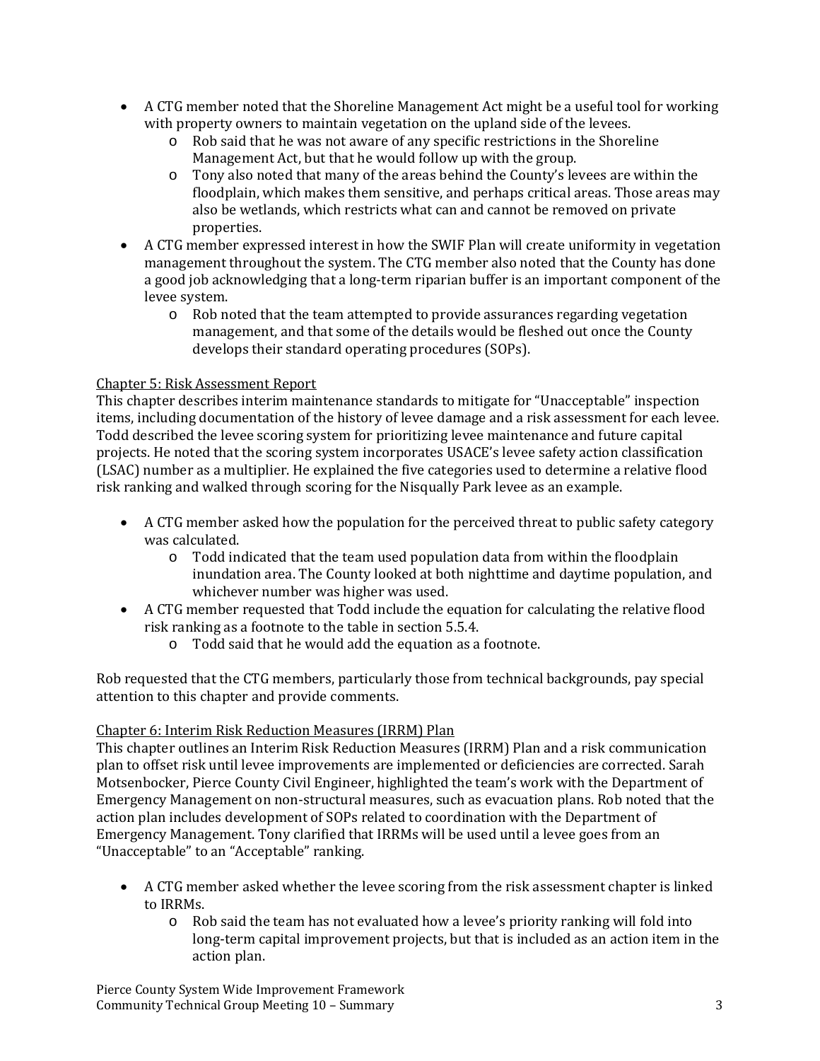- A CTG member noted that the Shoreline Management Act might be a useful tool for working with property owners to maintain vegetation on the upland side of the levees.
  - Rob said that he was not aware of any specific restrictions in the Shoreline Management Act, but that he would follow up with the group.
  - Tony also noted that many of the areas behind the County's levees are within the floodplain, which makes them sensitive, and perhaps critical areas. Those areas may also be wetlands, which restricts what can and cannot be removed on private properties.
- A CTG member expressed interest in how the SWIF Plan will create uniformity in vegetation management throughout the system. The CTG member also noted that the County has done a good job acknowledging that a long-term riparian buffer is an important component of the levee system.
  - Rob noted that the team attempted to provide assurances regarding vegetation management, and that some of the details would be fleshed out once the County develops their standard operating procedures (SOPs).

<u>Chapter 5: Risk Assessment Report</u>

This chapter describes interim maintenance standards to mitigate for "Unacceptable" inspection items, including documentation of the history of levee damage and a risk assessment for each levee. Todd described the levee scoring system for prioritizing levee maintenance and future capital projects. He noted that the scoring system incorporates USACE's levee safety action classification (LSAC) number as a multiplier. He explained the five categories used to determine a relative flood risk ranking and walked through scoring for the Nisqually Park levee as an example.

- A CTG member asked how the population for the perceived threat to public safety category was calculated.
  - Todd indicated that the team used population data from within the floodplain inundation area. The County looked at both nighttime and daytime population, and whichever number was higher was used.
- A CTG member requested that Todd include the equation for calculating the relative flood risk ranking as a footnote to the table in section 5.5.4.
  - Todd said that he would add the equation as a footnote.

Rob requested that the CTG members, particularly those from technical backgrounds, pay special attention to this chapter and provide comments.

<u>Chapter 6: Interim Risk Reduction Measures (IRRM) Plan</u>

This chapter outlines an Interim Risk Reduction Measures (IRRM) Plan and a risk communication plan to offset risk until levee improvements are implemented or deficiencies are corrected. Sarah Motsenbocker, Pierce County Civil Engineer, highlighted the team's work with the Department of Emergency Management on non-structural measures, such as evacuation plans. Rob noted that the action plan includes development of SOPs related to coordination with the Department of Emergency Management. Tony clarified that IRRMs will be used until a levee goes from an "Unacceptable" to an "Acceptable" ranking.

- A CTG member asked whether the levee scoring from the risk assessment chapter is linked to IRRMs.
  - Rob said the team has not evaluated how a levee's priority ranking will fold into long-term capital improvement projects, but that is included as an action item in the action plan.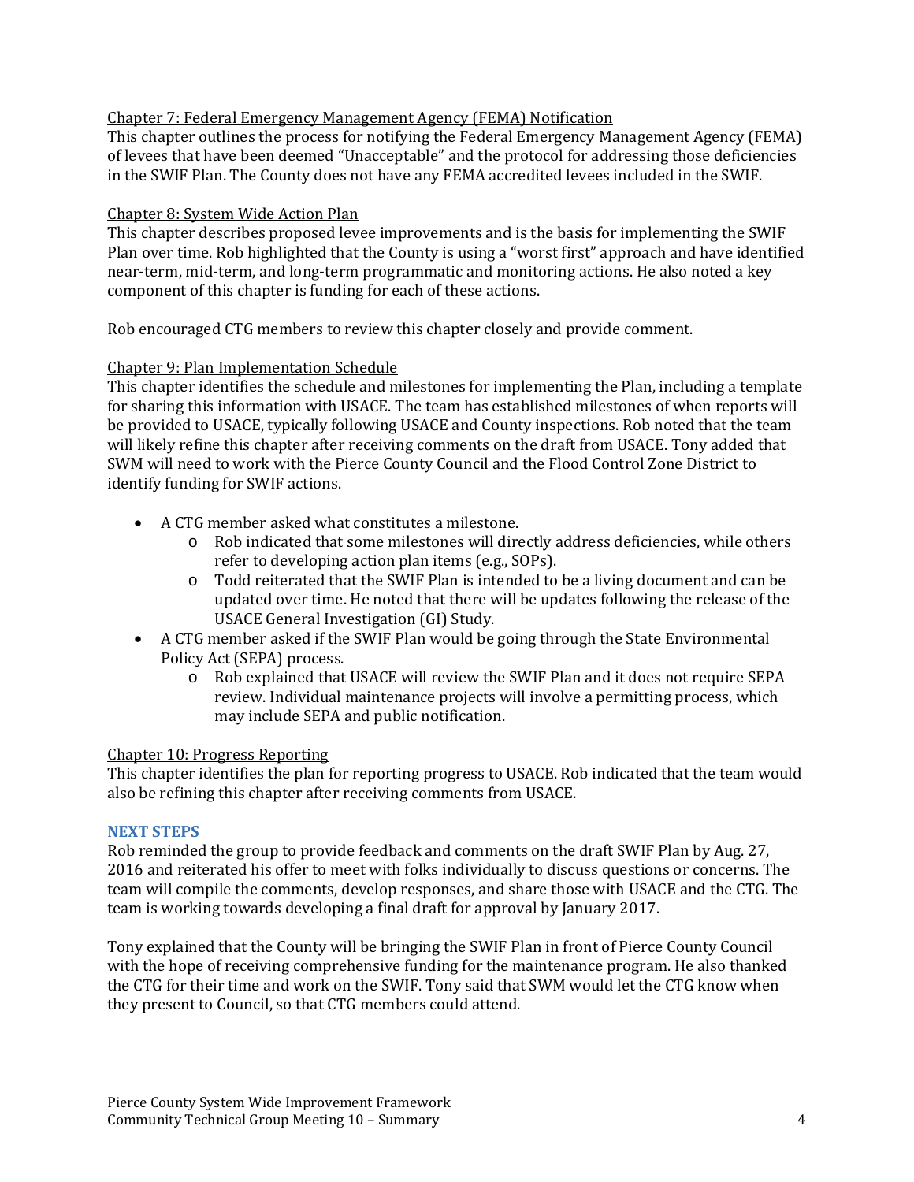Chapter 7: Federal Emergency Management Agency (FEMA) Notification

This chapter outlines the process for notifying the Federal Emergency Management Agency (FEMA) of levees that have been deemed "Unacceptable" and the protocol for addressing those deficiencies in the SWIF Plan. The County does not have any FEMA accredited levees included in the SWIF.

Chapter 8: System Wide Action Plan

This chapter describes proposed levee improvements and is the basis for implementing the SWIF Plan over time. Rob highlighted that the County is using a "worst first" approach and have identified near-term, mid-term, and long-term programmatic and monitoring actions. He also noted a key component of this chapter is funding for each of these actions.

Rob encouraged CTG members to review this chapter closely and provide comment.

Chapter 9: Plan Implementation Schedule

This chapter identifies the schedule and milestones for implementing the Plan, including a template for sharing this information with USACE. The team has established milestones of when reports will be provided to USACE, typically following USACE and County inspections. Rob noted that the team will likely refine this chapter after receiving comments on the draft from USACE. Tony added that SWM will need to work with the Pierce County Council and the Flood Control Zone District to identify funding for SWIF actions.

- A CTG member asked what constitutes a milestone.
  - Rob indicated that some milestones will directly address deficiencies, while others refer to developing action plan items (e.g., SOPs).
  - Todd reiterated that the SWIF Plan is intended to be a living document and can be updated over time. He noted that there will be updates following the release of the USACE General Investigation (GI) Study.
- A CTG member asked if the SWIF Plan would be going through the State Environmental Policy Act (SEPA) process.
  - Rob explained that USACE will review the SWIF Plan and it does not require SEPA review. Individual maintenance projects will involve a permitting process, which may include SEPA and public notification.

Chapter 10: Progress Reporting

This chapter identifies the plan for reporting progress to USACE. Rob indicated that the team would also be refining this chapter after receiving comments from USACE.

## NEXT STEPS

Rob reminded the group to provide feedback and comments on the draft SWIF Plan by Aug. 27, 2016 and reiterated his offer to meet with folks individually to discuss questions or concerns. The team will compile the comments, develop responses, and share those with USACE and the CTG. The team is working towards developing a final draft for approval by January 2017.

Tony explained that the County will be bringing the SWIF Plan in front of Pierce County Council with the hope of receiving comprehensive funding for the maintenance program. He also thanked the CTG for their time and work on the SWIF. Tony said that SWM would let the CTG know when they present to Council, so that CTG members could attend.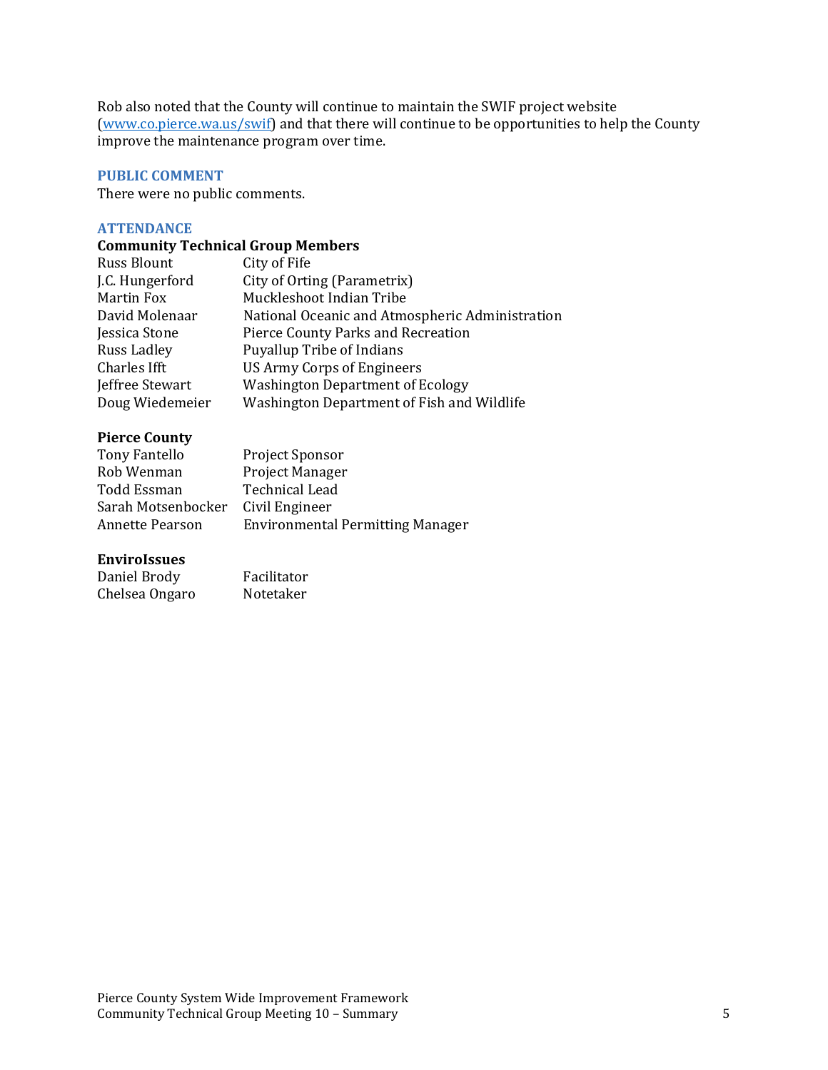Rob also noted that the County will continue to maintain the SWIF project website ([www.co.pierce.wa.us/swif](http://www.co.pierce.wa.us/swif)) and that there will continue to be opportunities to help the County improve the maintenance program over time.

## PUBLIC COMMENT

There were no public comments.

## ATTENDANCE

### Community Technical Group Members

| | |
|---|---|
| Russ Blount | City of Fife |
| J.C. Hungerford | City of Orting (Parametrix) |
| Martin Fox | Muckleshoot Indian Tribe |
| David Molenaar | National Oceanic and Atmospheric Administration |
| Jessica Stone | Pierce County Parks and Recreation |
| Russ Ladley | Puyallup Tribe of Indians |
| Charles Ifft | US Army Corps of Engineers |
| Jeffree Stewart | Washington Department of Ecology |
| Doug Wiedemeier | Washington Department of Fish and Wildlife |

### Pierce County

| | |
|---|---|
| Tony Fantello | Project Sponsor |
| Rob Wenman | Project Manager |
| Todd Essman | Technical Lead |
| Sarah Motsenbocker | Civil Engineer |
| Annette Pearson | Environmental Permitting Manager |

### EnviroIssues

| | |
|---|---|
| Daniel Brody | Facilitator |
| Chelsea Ongaro | Notetaker |